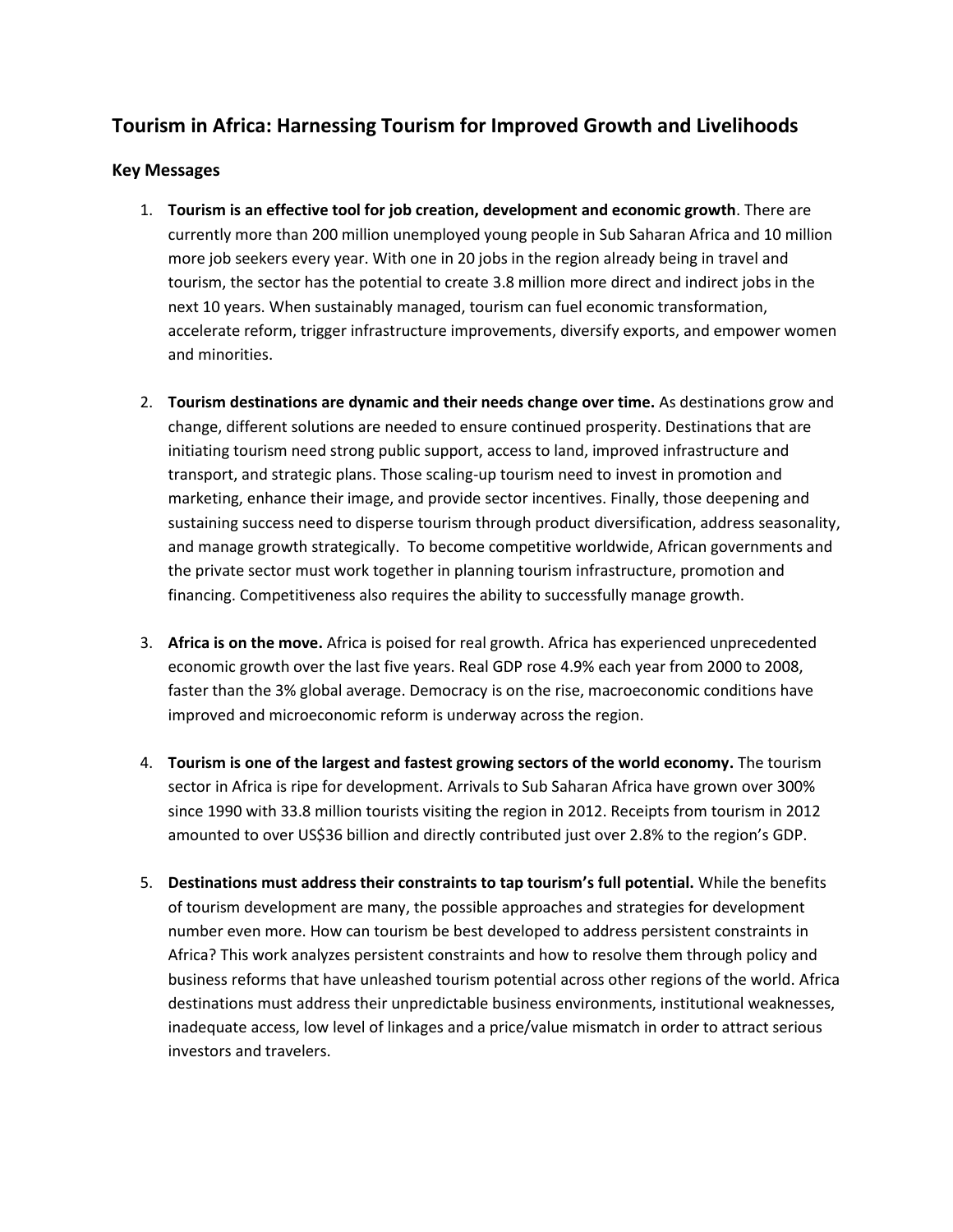## Tourism in Africa: Harnessing Tourism for Improved Growth and Livelihoods

### Key Messages

1. **Tourism is an effective tool for job creation, development and economic growth**. There are currently more than 200 million unemployed young people in Sub Saharan Africa and 10 million more job seekers every year. With one in 20 jobs in the region already being in travel and tourism, the sector has the potential to create 3.8 million more direct and indirect jobs in the next 10 years. When sustainably managed, tourism can fuel economic transformation, accelerate reform, trigger infrastructure improvements, diversify exports, and empower women and minorities.

2. **Tourism destinations are dynamic and their needs change over time.** As destinations grow and change, different solutions are needed to ensure continued prosperity. Destinations that are initiating tourism need strong public support, access to land, improved infrastructure and transport, and strategic plans. Those scaling-up tourism need to invest in promotion and marketing, enhance their image, and provide sector incentives. Finally, those deepening and sustaining success need to disperse tourism through product diversification, address seasonality, and manage growth strategically. To become competitive worldwide, African governments and the private sector must work together in planning tourism infrastructure, promotion and financing. Competitiveness also requires the ability to successfully manage growth.

3. **Africa is on the move.** Africa is poised for real growth. Africa has experienced unprecedented economic growth over the last five years. Real GDP rose 4.9% each year from 2000 to 2008, faster than the 3% global average. Democracy is on the rise, macroeconomic conditions have improved and microeconomic reform is underway across the region.

4. **Tourism is one of the largest and fastest growing sectors of the world economy.** The tourism sector in Africa is ripe for development. Arrivals to Sub Saharan Africa have grown over 300% since 1990 with 33.8 million tourists visiting the region in 2012. Receipts from tourism in 2012 amounted to over US$36 billion and directly contributed just over 2.8% to the region's GDP.

5. **Destinations must address their constraints to tap tourism's full potential.** While the benefits of tourism development are many, the possible approaches and strategies for development number even more. How can tourism be best developed to address persistent constraints in Africa? This work analyzes persistent constraints and how to resolve them through policy and business reforms that have unleashed tourism potential across other regions of the world. Africa destinations must address their unpredictable business environments, institutional weaknesses, inadequate access, low level of linkages and a price/value mismatch in order to attract serious investors and travelers.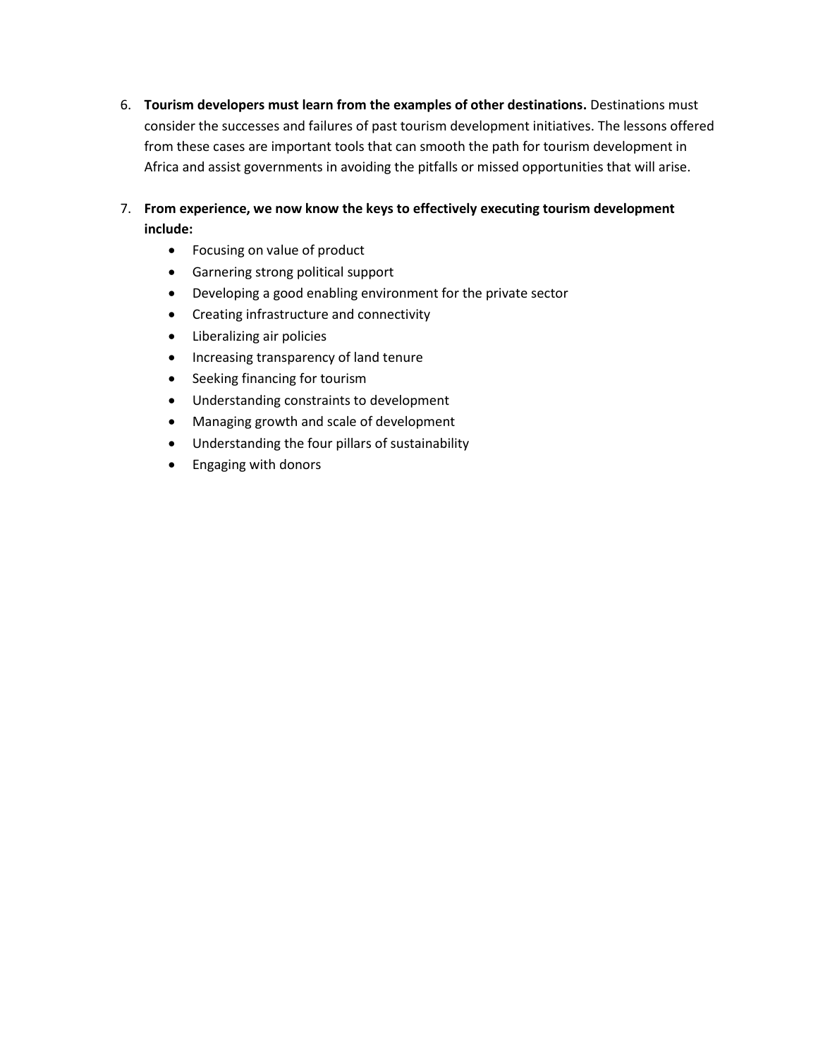6. **Tourism developers must learn from the examples of other destinations.** Destinations must consider the successes and failures of past tourism development initiatives. The lessons offered from these cases are important tools that can smooth the path for tourism development in Africa and assist governments in avoiding the pitfalls or missed opportunities that will arise.

7. **From experience, we now know the keys to effectively executing tourism development include:**
   - Focusing on value of product
   - Garnering strong political support
   - Developing a good enabling environment for the private sector
   - Creating infrastructure and connectivity
   - Liberalizing air policies
   - Increasing transparency of land tenure
   - Seeking financing for tourism
   - Understanding constraints to development
   - Managing growth and scale of development
   - Understanding the four pillars of sustainability
   - Engaging with donors